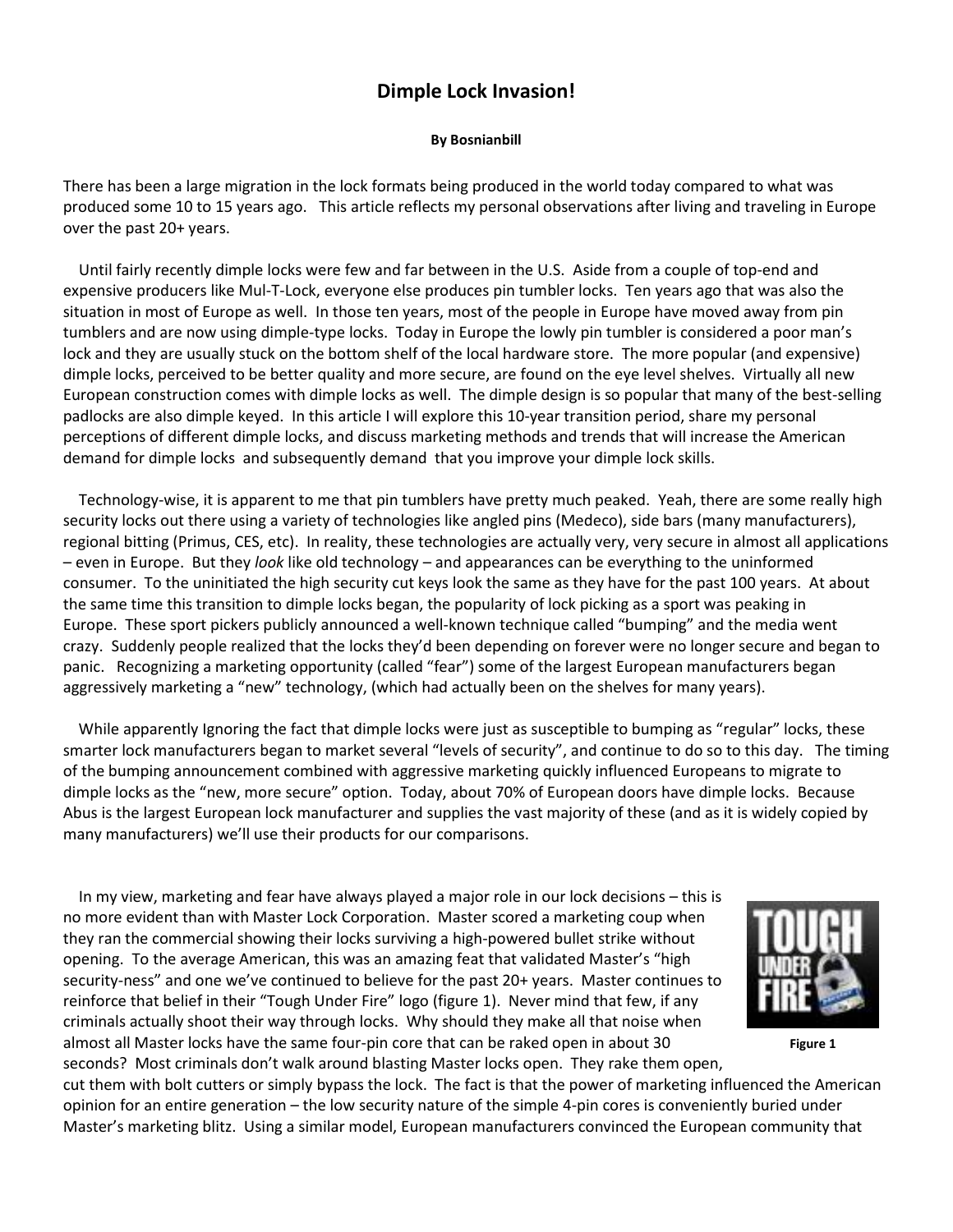# Dimple Lock Invasion!

**By Bosnianbill**

There has been a large migration in the lock formats being produced in the world today compared to what was produced some 10 to 15 years ago. This article reflects my personal observations after living and traveling in Europe over the past 20+ years.

Until fairly recently dimple locks were few and far between in the U.S. Aside from a couple of top-end and expensive producers like Mul-T-Lock, everyone else produces pin tumbler locks. Ten years ago that was also the situation in most of Europe as well. In those ten years, most of the people in Europe have moved away from pin tumblers and are now using dimple-type locks. Today in Europe the lowly pin tumbler is considered a poor man's lock and they are usually stuck on the bottom shelf of the local hardware store. The more popular (and expensive) dimple locks, perceived to be better quality and more secure, are found on the eye level shelves. Virtually all new European construction comes with dimple locks as well. The dimple design is so popular that many of the best-selling padlocks are also dimple keyed. In this article I will explore this 10-year transition period, share my personal perceptions of different dimple locks, and discuss marketing methods and trends that will increase the American demand for dimple locks and subsequently demand that you improve your dimple lock skills.

Technology-wise, it is apparent to me that pin tumblers have pretty much peaked. Yeah, there are some really high security locks out there using a variety of technologies like angled pins (Medeco), side bars (many manufacturers), regional bitting (Primus, CES, etc). In reality, these technologies are actually very, very secure in almost all applications – even in Europe. But they *look* like old technology – and appearances can be everything to the uninformed consumer. To the uninitiated the high security cut keys look the same as they have for the past 100 years. At about the same time this transition to dimple locks began, the popularity of lock picking as a sport was peaking in Europe. These sport pickers publicly announced a well-known technique called "bumping" and the media went crazy. Suddenly people realized that the locks they'd been depending on forever were no longer secure and began to panic. Recognizing a marketing opportunity (called "fear") some of the largest European manufacturers began aggressively marketing a "new" technology, (which had actually been on the shelves for many years).

While apparently Ignoring the fact that dimple locks were just as susceptible to bumping as "regular" locks, these smarter lock manufacturers began to market several "levels of security", and continue to do so to this day. The timing of the bumping announcement combined with aggressive marketing quickly influenced Europeans to migrate to dimple locks as the "new, more secure" option. Today, about 70% of European doors have dimple locks. Because Abus is the largest European lock manufacturer and supplies the vast majority of these (and as it is widely copied by many manufacturers) we'll use their products for our comparisons.

In my view, marketing and fear have always played a major role in our lock decisions – this is no more evident than with Master Lock Corporation. Master scored a marketing coup when they ran the commercial showing their locks surviving a high-powered bullet strike without opening. To the average American, this was an amazing feat that validated Master's "high security-ness" and one we've continued to believe for the past 20+ years. Master continues to reinforce that belief in their "Tough Under Fire" logo (figure 1). Never mind that few, if any criminals actually shoot their way through locks. Why should they make all that noise when almost all Master locks have the same four-pin core that can be raked open in about 30 seconds? Most criminals don't walk around blasting Master locks open. They rake them open, cut them with bolt cutters or simply bypass the lock. The fact is that the power of marketing influenced the American opinion for an entire generation – the low security nature of the simple 4-pin cores is conveniently buried under Master's marketing blitz. Using a similar model, European manufacturers convinced the European community that

Figure 1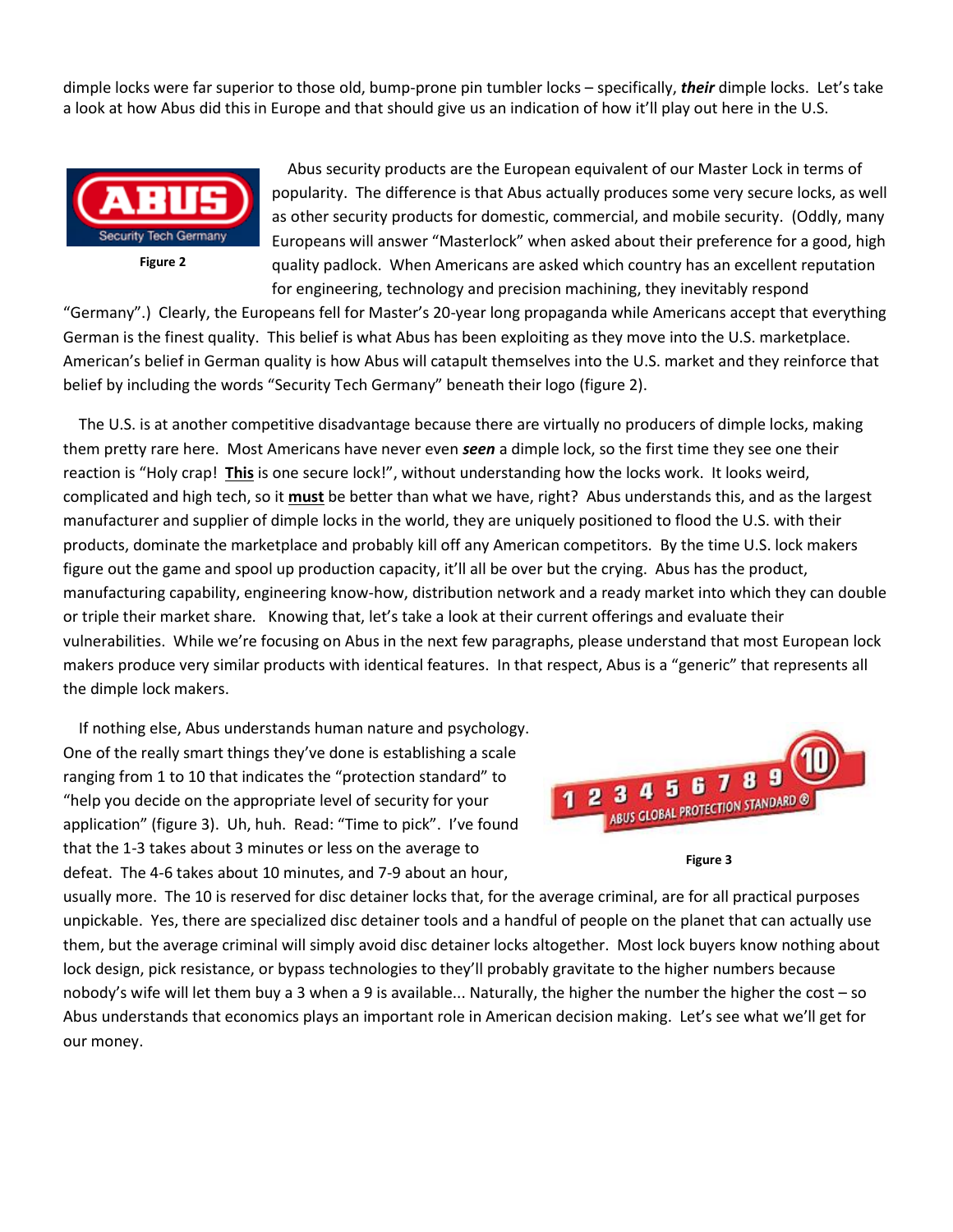dimple locks were far superior to those old, bump-prone pin tumbler locks – specifically, ***their*** dimple locks. Let's take a look at how Abus did this in Europe and that should give us an indication of how it'll play out here in the U.S.

**Figure 2**

Abus security products are the European equivalent of our Master Lock in terms of popularity. The difference is that Abus actually produces some very secure locks, as well as other security products for domestic, commercial, and mobile security. (Oddly, many Europeans will answer "Masterlock" when asked about their preference for a good, high quality padlock. When Americans are asked which country has an excellent reputation for engineering, technology and precision machining, they inevitably respond "Germany".) Clearly, the Europeans fell for Master's 20-year long propaganda while Americans accept that everything German is the finest quality. This belief is what Abus has been exploiting as they move into the U.S. marketplace. American's belief in German quality is how Abus will catapult themselves into the U.S. market and they reinforce that belief by including the words "Security Tech Germany" beneath their logo (figure 2).

The U.S. is at another competitive disadvantage because there are virtually no producers of dimple locks, making them pretty rare here. Most Americans have never even ***seen*** a dimple lock, so the first time they see one their reaction is "Holy crap! **This** is one secure lock!", without understanding how the locks work. It looks weird, complicated and high tech, so it **must** be better than what we have, right? Abus understands this, and as the largest manufacturer and supplier of dimple locks in the world, they are uniquely positioned to flood the U.S. with their products, dominate the marketplace and probably kill off any American competitors. By the time U.S. lock makers figure out the game and spool up production capacity, it'll all be over but the crying. Abus has the product, manufacturing capability, engineering know-how, distribution network and a ready market into which they can double or triple their market share. Knowing that, let's take a look at their current offerings and evaluate their vulnerabilities. While we're focusing on Abus in the next few paragraphs, please understand that most European lock makers produce very similar products with identical features. In that respect, Abus is a "generic" that represents all the dimple lock makers.

If nothing else, Abus understands human nature and psychology. One of the really smart things they've done is establishing a scale ranging from 1 to 10 that indicates the "protection standard" to "help you decide on the appropriate level of security for your application" (figure 3). Uh, huh. Read: "Time to pick". I've found that the 1-3 takes about 3 minutes or less on the average to defeat. The 4-6 takes about 10 minutes, and 7-9 about an hour, usually more. The 10 is reserved for disc detainer locks that, for the average criminal, are for all practical purposes unpickable. Yes, there are specialized disc detainer tools and a handful of people on the planet that can actually use them, but the average criminal will simply avoid disc detainer locks altogether. Most lock buyers know nothing about lock design, pick resistance, or bypass technologies to they'll probably gravitate to the higher numbers because nobody's wife will let them buy a 3 when a 9 is available... Naturally, the higher the number the higher the cost – so Abus understands that economics plays an important role in American decision making. Let's see what we'll get for our money.

**Figure 3**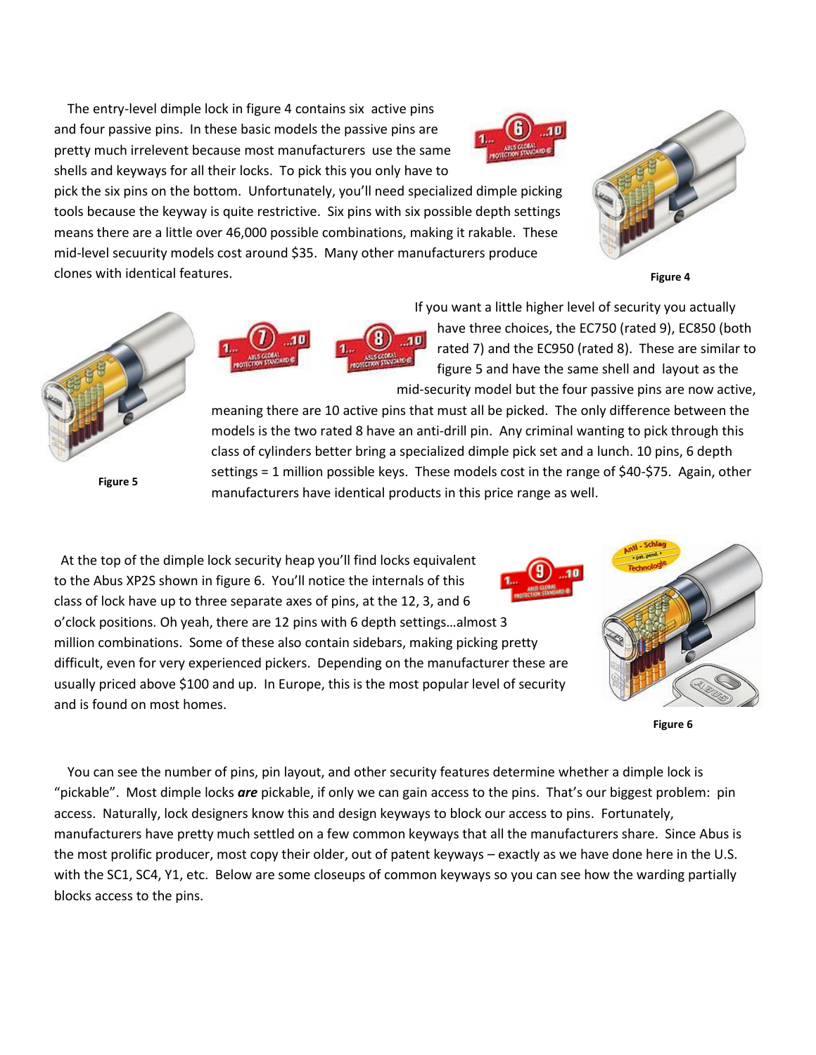The entry-level dimple lock in figure 4 contains six active pins and four passive pins. In these basic models the passive pins are pretty much irrelevent because most manufacturers use the same shells and keyways for all their locks. To pick this you only have to pick the six pins on the bottom. Unfortunately, you'll need specialized dimple picking tools because the keyway is quite restrictive. Six pins with six possible depth settings means there are a little over 46,000 possible combinations, making it rakable. These mid-level secuurity models cost around $35. Many other manufacturers produce clones with identical features.

**Figure 4**

If you want a little higher level of security you actually have three choices, the EC750 (rated 9), EC850 (both rated 7) and the EC950 (rated 8). These are similar to figure 5 and have the same shell and layout as the mid-security model but the four passive pins are now active, meaning there are 10 active pins that must all be picked. The only difference between the models is the two rated 8 have an anti-drill pin. Any criminal wanting to pick through this class of cylinders better bring a specialized dimple pick set and a lunch. 10 pins, 6 depth settings = 1 million possible keys. These models cost in the range of $40-$75. Again, other manufacturers have identical products in this price range as well.

**Figure 5**

At the top of the dimple lock security heap you'll find locks equivalent to the Abus XP2S shown in figure 6. You'll notice the internals of this class of lock have up to three separate axes of pins, at the 12, 3, and 6 o'clock positions. Oh yeah, there are 12 pins with 6 depth settings…almost 3 million combinations. Some of these also contain sidebars, making picking pretty difficult, even for very experienced pickers. Depending on the manufacturer these are usually priced above $100 and up. In Europe, this is the most popular level of security and is found on most homes.

**Figure 6**

You can see the number of pins, pin layout, and other security features determine whether a dimple lock is "pickable". Most dimple locks ***are*** pickable, if only we can gain access to the pins. That's our biggest problem: pin access. Naturally, lock designers know this and design keyways to block our access to pins. Fortunately, manufacturers have pretty much settled on a few common keyways that all the manufacturers share. Since Abus is the most prolific producer, most copy their older, out of patent keyways – exactly as we have done here in the U.S. with the SC1, SC4, Y1, etc. Below are some closeups of common keyways so you can see how the warding partially blocks access to the pins.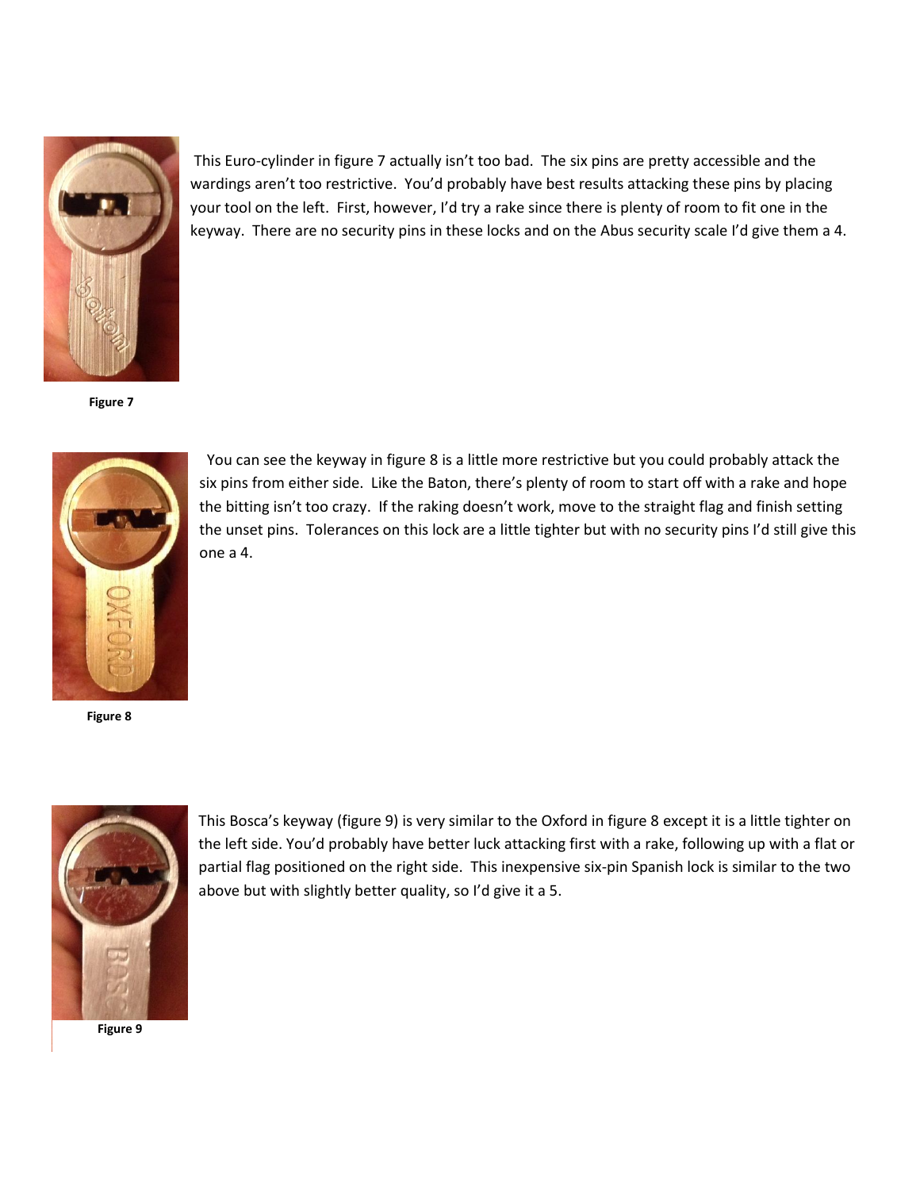This Euro-cylinder in figure 7 actually isn't too bad. The six pins are pretty accessible and the wardings aren't too restrictive. You'd probably have best results attacking these pins by placing your tool on the left. First, however, I'd try a rake since there is plenty of room to fit one in the keyway. There are no security pins in these locks and on the Abus security scale I'd give them a 4.

**Figure 7**

You can see the keyway in figure 8 is a little more restrictive but you could probably attack the six pins from either side. Like the Baton, there's plenty of room to start off with a rake and hope the bitting isn't too crazy. If the raking doesn't work, move to the straight flag and finish setting the unset pins. Tolerances on this lock are a little tighter but with no security pins I'd still give this one a 4.

**Figure 8**

This Bosca's keyway (figure 9) is very similar to the Oxford in figure 8 except it is a little tighter on the left side. You'd probably have better luck attacking first with a rake, following up with a flat or partial flag positioned on the right side. This inexpensive six-pin Spanish lock is similar to the two above but with slightly better quality, so I'd give it a 5.

**Figure 9**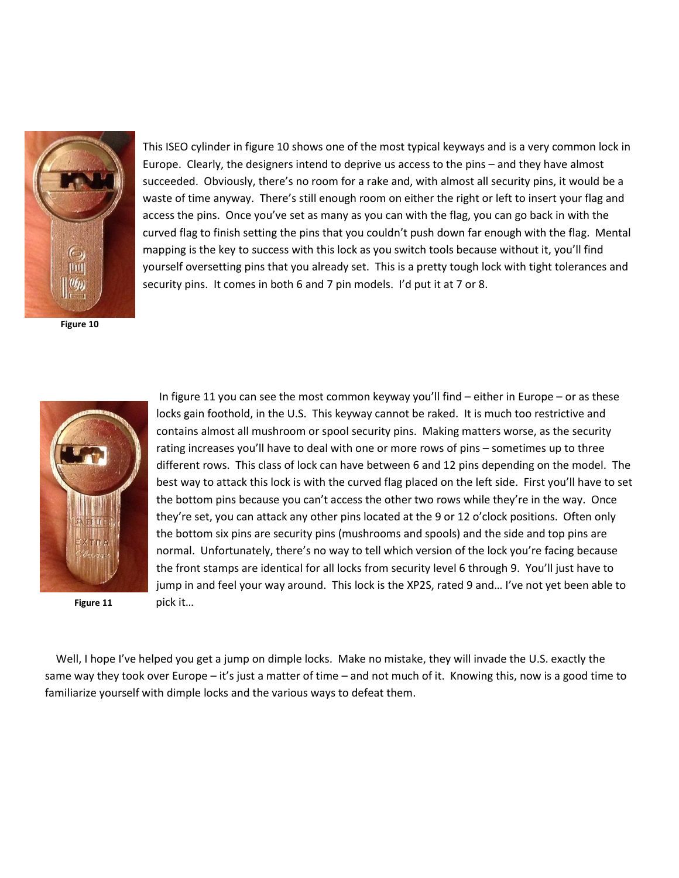This ISEO cylinder in figure 10 shows one of the most typical keyways and is a very common lock in Europe. Clearly, the designers intend to deprive us access to the pins – and they have almost succeeded. Obviously, there's no room for a rake and, with almost all security pins, it would be a waste of time anyway. There's still enough room on either the right or left to insert your flag and access the pins. Once you've set as many as you can with the flag, you can go back in with the curved flag to finish setting the pins that you couldn't push down far enough with the flag. Mental mapping is the key to success with this lock as you switch tools because without it, you'll find yourself oversetting pins that you already set. This is a pretty tough lock with tight tolerances and security pins. It comes in both 6 and 7 pin models. I'd put it at 7 or 8.

**Figure 10**

In figure 11 you can see the most common keyway you'll find – either in Europe – or as these locks gain foothold, in the U.S. This keyway cannot be raked. It is much too restrictive and contains almost all mushroom or spool security pins. Making matters worse, as the security rating increases you'll have to deal with one or more rows of pins – sometimes up to three different rows. This class of lock can have between 6 and 12 pins depending on the model. The best way to attack this lock is with the curved flag placed on the left side. First you'll have to set the bottom pins because you can't access the other two rows while they're in the way. Once they're set, you can attack any other pins located at the 9 or 12 o'clock positions. Often only the bottom six pins are security pins (mushrooms and spools) and the side and top pins are normal. Unfortunately, there's no way to tell which version of the lock you're facing because the front stamps are identical for all locks from security level 6 through 9. You'll just have to jump in and feel your way around. This lock is the XP2S, rated 9 and… I've not yet been able to pick it…

**Figure 11**

Well, I hope I've helped you get a jump on dimple locks. Make no mistake, they will invade the U.S. exactly the same way they took over Europe – it's just a matter of time – and not much of it. Knowing this, now is a good time to familiarize yourself with dimple locks and the various ways to defeat them.